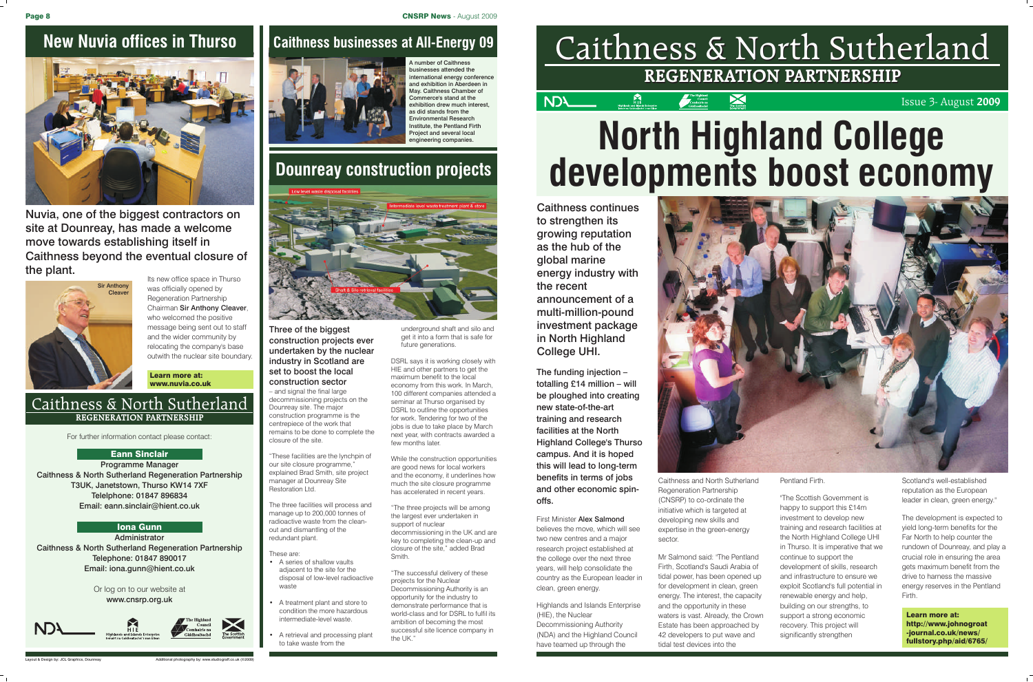# New Nuvia offices in Thurso

Nuvia, one of the biggest contractors on site at Dounreay, has made a welcome move towards establishing itself in Caithness beyond the eventual closure of the plant.

Sir Anthony Cleaver

Its new office space in Thurso was officially opened by Regeneration Partnership Chairman **Sir Anthony Cleaver**, who welcomed the positive message being sent out to staff and the wider community by relocating the company's base outwith the nuclear site boundary.

**Learn more at: www.nuvia.co.uk**

## Caithness & North Sutherland REGENERATION PARTNERSHIP

For further information contact please contact:

**Eann Sinclair**
Programme Manager
Caithness & North Sutherland Regeneration Partnership
T3UK, Janetstown, Thurso KW14 7XF
Telelphone: 01847 896834
Email: eann.sinclair@hient.co.uk

**Iona Gunn**
Administrator
Caithness & North Sutherland Regeneration Partnership
Telephone: 01847 890017
Email: iona.gunn@hient.co.uk

Or log on to our website at
www.cnsrp.org.uk

# Caithness businesses at All-Energy 09

A number of Caithness businesses attended the international energy conference and exhibition in Aberdeen in May. Caithness Chamber of Commerce's stand at the exhibition drew much interest, as did stands from the Environmental Research Institute, the Pentland Firth Project and several local engineering companies.

# Dounreay construction projects

Low level waste disposal facilities

Intermediate level waste treatment plant & store

Shaft & Silo retrieval facilities

**Three of the biggest construction projects ever undertaken by the nuclear industry in Scotland are set to boost the local construction sector** – and signal the final large decommissioning projects on the Dounreay site. The major construction programme is the centrepiece of the work that remains to be done to complete the closure of the site.

"These facilities are the lynchpin of our site closure programme," explained Brad Smith, site project manager at Dounreay Site Restoration Ltd.

The three facilities will process and manage up to 200,000 tonnes of radioactive waste from the clean-out and dismantling of the redundant plant.

These are:

- A series of shallow vaults adjacent to the site for the disposal of low-level radioactive waste
- A treatment plant and store to condition the more hazardous intermediate-level waste.
- A retrieval and processing plant to take waste from the underground shaft and silo and get it into a form that is safe for future generations.

DSRL says it is working closely with HIE and other partners to get the maximum benefit to the local economy from this work. In March, 100 different companies attended a seminar at Thurso organised by DSRL to outline the opportunities for work. Tendering for two of the jobs is due to take place by March next year, with contracts awarded a few months later.

While the construction opportunities are good news for local workers and the economy, it underlines how much the site closure programme has accelerated in recent years.

"The three projects will be among the largest ever undertaken in support of nuclear decommissioning in the UK and are key to completing the clean-up and closure of the site," added Brad Smith.

"The successful delivery of these projects for the Nuclear Decommissioning Authority is an opportunity for the industry to demonstrate performance that is world-class and for DSRL to fulfil its ambition of becoming the most successful site licence company in the UK."

Layout & Design by: JCL Graphics, Dounreay
Additional photography by: www.studiograff.co.uk (©2009)

# Caithness & North Sutherland REGENERATION PARTNERSHIP

Issue 3- August **2009**

# North Highland College developments boost economy

**Caithness continues to strengthen its growing reputation as the hub of the global marine energy industry with the recent announcement of a multi-million-pound investment package in North Highland College UHI.**

**The funding injection – totalling £14 million – will be ploughed into creating new state-of-the-art training and research facilities at the North Highland College's Thurso campus. And it is hoped this will lead to long-term benefits in terms of jobs and other economic spin-offs.**

First Minister **Alex Salmond** believes the move, which will see two new centres and a major research project established at the college over the next three years, will help consolidate the country as the European leader in clean, green energy.

Highlands and Islands Enterprise (HIE), the Nuclear Decommissioning Authority (NDA) and the Highland Council have teamed up through the Caithness and North Sutherland Regeneration Partnership (CNSRP) to co-ordinate the initiative which is targeted at developing new skills and expertise in the green-energy sector.

Mr Salmond said: "The Pentland Firth, Scotland's Saudi Arabia of tidal power, has been opened up for development in clean, green energy. The interest, the capacity and the opportunity in these waters is vast. Already, the Crown Estate has been approached by 42 developers to put wave and tidal test devices into the Pentland Firth.

"The Scottish Government is happy to support this £14m investment to develop new training and research facilities at the North Highland College UHI in Thurso. It is imperative that we continue to support the development of skills, research and infrastructure to ensure we exploit Scotland's full potential in renewable energy and help, building on our strengths, to support a strong economic recovery. This project will significantly strengthen Scotland's well-established reputation as the European leader in clean, green energy."

The development is expected to yield long-term benefits for the Far North to help counter the rundown of Dounreay, and play a crucial role in ensuring the area gets maximum benefit from the drive to harness the massive energy reserves in the Pentland Firth.

**Learn more at: http://www.johnogroat-journal.co.uk/news/fullstory.php/aid/6765/**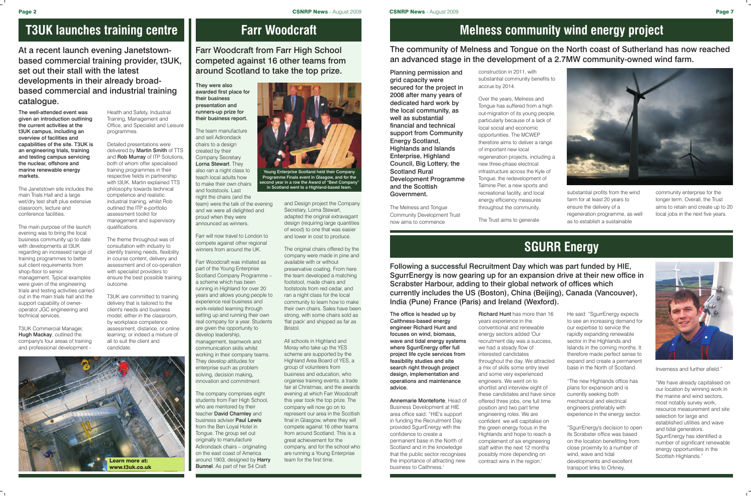# T3UK launches training centre

At a recent launch evening Janetstown-based commercial training provider, t3UK, set out their stall with the latest developments in their already broad-based commercial and industrial training catalogue.

**The well-attended event was given an introduction outlining the current activities at the t3UK campus, including an overview of facilities and capabilities of the site. T3UK is an engineering trials, training and testing campus servicing the nuclear, offshore and marine renewable energy markets.**

The Janetstown site includes the main Trials Hall and a large wet/dry test shaft plus extensive classroom, lecture and conference facilities.

The main purpose of the launch evening was to bring the local business community up to date with developments at t3UK regarding an increased range of training programmes to better suit client requirements from shop-floor to senior management. Typical examples were given of the engineering trials and testing activities carried out in the main trials hall and the support capability of owner-operator JGC engineering and technical services.

T3UK Commercial Manager, **Hugh Mackay**, outlined the company's four areas of training and professional development - Health and Safety, Industrial Training, Management and Office, and Specialist and Leisure programmes.

Detailed presentations were delivered by **Martin Smith** of TTS and **Rob Murray** of ITP Solutions, both of whom offer specialised training programmes in their respective fields in partnership with t3UK. Martin explained TTS philosophy towards technical competence and realistic industrial training, whilst Rob outlined the ITP e-portfolio assessment toolkit for management and supervisory qualifications.

The theme throughout was of consultation with industry to identify training needs, flexibility in course content, delivery and assessment and of co-operation with specialist providers to ensure the best possible training outcome.

T3UK are committed to training delivery that is tailored to the client's needs and business model, either in the classroom, by workplace competence assessment, distance, or online learning, or indeed a mixture of all to suit the client and candidate.

**Learn more at: www.t3uk.co.uk**

# Farr Woodcraft

Farr Woodcraft from Farr High School competed against 16 other teams from around Scotland to take the top prize.

**They were also awarded first place for their business presentation and runners-up prize for their business report.**

Young Enterprise Scotland held their Company Programme Finals event in Glasgow, and for the second year in a row the Award of "Best Company" in Scotland went to a Highland-based team.

The team manufacture and sell Adirondack chairs to a design created by their Company Secretary **Lorna Stewart**. They also ran a night class to teach local adults how to make their own chairs and footstools. Last night the chairs (and the team) were the talk of the evening and we were all delighted and proud when they were announced as winners.

Farr will now travel to London to compete against other regional winners from around the UK.

Farr Woodcraft was initiated as part of the Young Enterprise Scotland Company Programme – a scheme which has been running in Highland for over 20 years and allows young people to experience real business and work-related learning through setting up and running their own real company for a year. Students are given the opportunity to develop leadership, management, teamwork and communication skills whilst working in their company teams. They develop attitudes for enterprise such as problem solving, decision making, innovation and commitment.

The company comprises eight students from Farr High School, who are mentored by their teacher **David Charnley** and business adviser **Paul Lewis** from the Ben Loyal Hotel in Tongue. The group set out originally to manufacture Adirondack chairs – originating on the east coast of America around 1903, designed by **Harry Bunnel**. As part of her S4 Craft and Design project the Company Secretary, Lorna Stewart, adapted the original extravagant design (requiring large quantities of wood) to one that was easier and lower in cost to produce.

The original chairs offered by the company were made in pine and available with or without preservative coating. From here the team developed a matching footstool, made chairs and footstools from red cedar, and ran a night class for the local community to learn how to make their own chairs. Sales have been strong, with some chairs sold as 'flat pack' and shipped as far as Bristol.

All schools in Highland and Moray who take up the YES scheme are supported by the Highland Area Board of YES, a group of volunteers from business and education, who organise training events, a trade fair at Christmas, and the awards evening at which Farr Woodcraft this year took the top prize. The company will now go on to represent our area in the Scottish final in Glasgow, where they will compete against 16 other teams from around Scotland. This is a great achievement for the company, and for the school who are running a Young Enterprise team for the first time.

# Melness community wind energy project

The community of Melness and Tongue on the North coast of Sutherland has now reached an advanced stage in the development of a 2.7MW community-owned wind farm.

**Planning permission and grid capacity were secured for the project in 2008 after many years of dedicated hard work by the local community, as well as substantial financial and technical support from Community Energy Scotland, Highlands and Islands Enterprise, Highland Council, Big Lottery, the Scotland Rural Development Programme and the Scottish Government.**

The Melness and Tongue Community Development Trust now aims to commence construction in 2011, with substantial community benefits to accrue by 2014.

Over the years, Melness and Tongue has suffered from a high out-migration of its young people, particularly because of a lack of local social and economic opportunities. The MCWEP therefore aims to deliver a range of important new local regeneration projects, including a new three-phase electrical infrastructure across the Kyle of Tongue, the redevelopment of Talmine Pier, a new sports and recreational facility, and local energy efficiency measures throughout the community.

The Trust aims to generate substantial profits from the wind farm for at least 20 years to ensure the delivery of a regeneration programme, as well as to establish a sustainable community enterprise for the longer term. Overall, the Trust aims to retain and create up to 20 local jobs in the next five years.

# SGURR Energy

Following a successful Recruitment Day which was part funded by HIE, SgurrEnergy is now gearing up for an expansion drive at their new office in Scrabster Harbour, adding to their global network of offices which currently includes the US (Boston), China (Beijing), Canada (Vancouver), India (Pune) France (Paris) and Ireland (Wexford).

**The office is headed up by Caithness-based energy engineer Richard Hunt and focuses on wind, biomass, wave and tidal energy systems where SgurrEnergy offer full project life cycle services from feasibility studies and site search right through project design, implementation and operations and maintenance advice.**

**Annemarie Monteforte**, Head of Business Development at HIE area office said: "HIE's support in funding the Recruitment Day provided SgurrEnergy with the confidence to create a permanent base in the North of Scotland and in the knowledge that the public sector recognises the importance of attracting new business to Caithness.'

**Richard Hunt** has more than 16 years experience in the conventional and renewable energy sectors added 'Our recruitment day was a success, we had a steady flow of interested candidates throughout the day. We attracted a mix of skills some entry level and some very experienced engineers. We went on to shortlist and interview eight of these candidates and have since offered three jobs, one full time position and two part time engineering roles. We are confident we will capitalise on the green energy focus in the Highlands and hope to reach a complement of six engineering staff within the next 12 months possibly more depending on contract wins in the region.'

He said: "SgurrEnergy expects to see an increasing demand for our expertise to service the rapidly expanding renewable sector in the Highlands and Islands in the coming months. It therefore made perfect sense to expand and create a permanent base in the North of Scotland.

"The new Highlands office has plans for expansion and is currently seeking both mechanical and electrical engineers preferably with experience in the energy sector.

"SgurrEnergy's decision to open its Scrabster office was based on the location benefitting from close proximity to a number of wind, wave and tidal developments and excellent transport links to Orkney, Inverness and further afield."

"We have already capitalised on our location by winning work in the marine and wind sectors, most notably survey work, resource measurement and site selection for large and established utilities and wave and tidal generators. SgurrEnergy has identified a number of significant renewable energy opportunities in the Scottish Highlands."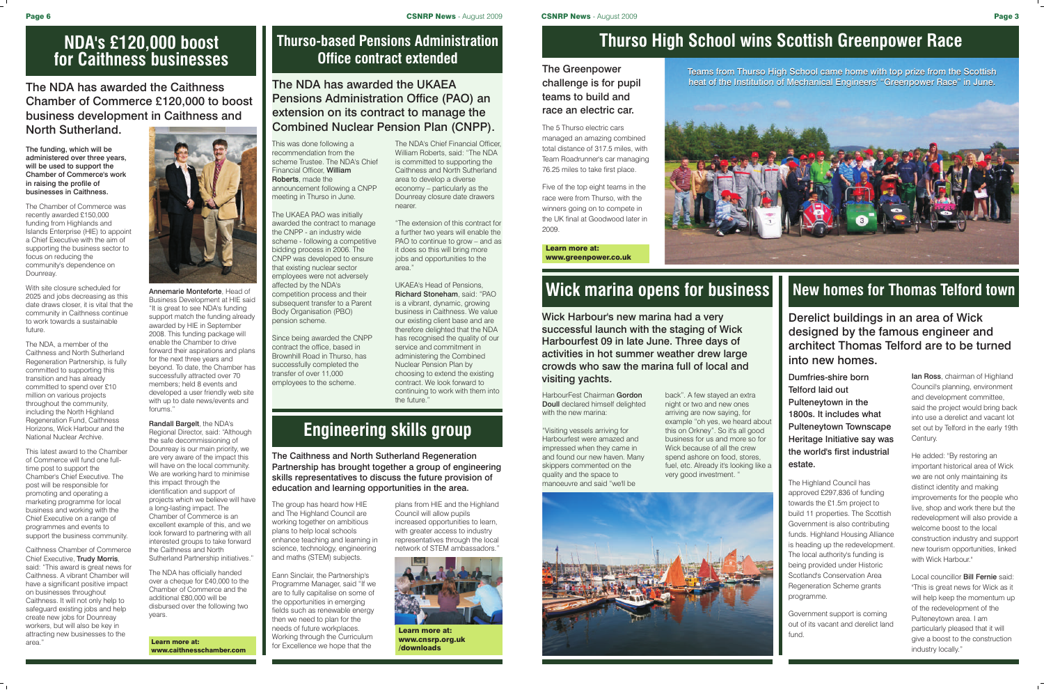# NDA's £120,000 boost for Caithness businesses

## The NDA has awarded the Caithness Chamber of Commerce £120,000 to boost business development in Caithness and North Sutherland.

**The funding, which will be administered over three years, will be used to support the Chamber of Commerce's work in raising the profile of businesses in Caithness.**

The Chamber of Commerce was recently awarded £150,000 funding from Highlands and Islands Enterprise (HIE) to appoint a Chief Executive with the aim of supporting the business sector to focus on reducing the community's dependence on Dounreay.

With site closure scheduled for 2025 and jobs decreasing as this date draws closer, it is vital that the community in Caithness continue to work towards a sustainable future.

The NDA, a member of the Caithness and North Sutherland Regeneration Partnership, is fully committed to supporting this transition and has already committed to spend over £10 million on various projects throughout the community, including the North Highland Regeneration Fund, Caithness Horizons, Wick Harbour and the National Nuclear Archive.

This latest award to the Chamber of Commerce will fund one full-time post to support the Chamber's Chief Executive. The post will be responsible for promoting and operating a marketing programme for local business and working with the Chief Executive on a range of programmes and events to support the business community.

Caithness Chamber of Commerce Chief Executive, **Trudy Morris**, said: "This award is great news for Caithness. A vibrant Chamber will have a significant positive impact on businesses throughout Caithness. It will not only help to safeguard existing jobs and help create new jobs for Dounreay workers, but will also be key in attracting new businesses to the area."

**Annemarie Monteforte**, Head of Business Development at HIE said "It is great to see NDA's funding support match the funding already awarded by HIE in September 2008. This funding package will enable the Chamber to drive forward their aspirations and plans for the next three years and beyond. To date, the Chamber has successfully attracted over 70 members; held 8 events and developed a user friendly web site with up to date news/events and forums."

**Randall Bargelt**, the NDA's Regional Director, said: "Although the safe decommissioning of Dounreay is our main priority, we are very aware of the impact this will have on the local community. We are working hard to minimise this impact through the identification and support of projects which we believe will have a long-lasting impact. The Chamber of Commerce is an excellent example of this, and we look forward to partnering with all interested groups to take forward the Caithness and North Sutherland Partnership initiatives."

The NDA has officially handed over a cheque for £40,000 to the Chamber of Commerce and the additional £80,000 will be disbursed over the following two years.

**Learn more at: www.caithnesschamber.com**

# Thurso-based Pensions Administration Office contract extended

## The NDA has awarded the UKAEA Pensions Administration Office (PAO) an extension on its contract to manage the Combined Nuclear Pension Plan (CNPP).

This was done following a recommendation from the scheme Trustee. The NDA's Chief Financial Officer, **William Roberts**, made the announcement following a CNPP meeting in Thurso in June.

The UKAEA PAO was initially awarded the contract to manage the CNPP - an industry wide scheme - following a competitive bidding process in 2006. The CNPP was developed to ensure that existing nuclear sector employees were not adversely affected by the NDA's competition process and their subsequent transfer to a Parent Body Organisation (PBO) pension scheme.

Since being awarded the CNPP contract the office, based in Brownhill Road in Thurso, has successfully completed the transfer of over 11,000 employees to the scheme.

The NDA's Chief Financial Officer, William Roberts, said: "The NDA is committed to supporting the Caithness and North Sutherland area to develop a diverse economy – particularly as the Dounreay closure date drawers nearer.

"The extension of this contract for a further two years will enable the PAO to continue to grow – and as it does so this will bring more jobs and opportunities to the area."

UKAEA's Head of Pensions, **Richard Stoneham**, said: "PAO is a vibrant, dynamic, growing business in Caithness. We value our existing client base and are therefore delighted that the NDA has recognised the quality of our service and commitment in administering the Combined Nuclear Pension Plan by choosing to extend the existing contract. We look forward to continuing to work with them into the future."

# Engineering skills group

**The Caithness and North Sutherland Regeneration Partnership has brought together a group of engineering skills representatives to discuss the future provision of education and learning opportunities in the area.**

The group has heard how HIE and The Highland Council are working together on ambitious plans to help local schools enhance teaching and learning in science, technology, engineering and maths (STEM) subjects.

Eann Sinclair, the Partnership's Programme Manager, said "If we are to fully capitalise on some of the opportunities in emerging fields such as renewable energy then we need to plan for the needs of future workplaces. Working through the Curriculum for Excellence we hope that the plans from HIE and the Highland Council will allow pupils increased opportunities to learn, with greater access to industry representatives through the local network of STEM ambassadors."

**Learn more at: www.cnsrp.org.uk /downloads**

# Thurso High School wins Scottish Greenpower Race

## The Greenpower challenge is for pupil teams to build and race an electric car.

Teams from Thurso High School came home with top prize from the Scottish heat of the Institution of Mechanical Engineers' "Greenpower Race" in June.

The 5 Thurso electric cars managed an amazing combined total distance of 317.5 miles, with Team Roadrunner's car managing 76.25 miles to take first place.

Five of the top eight teams in the race were from Thurso, with the winners going on to compete in the UK final at Goodwood later in 2009.

**Learn more at: www.greenpower.co.uk**

# Wick marina opens for business

## Wick Harbour's new marina had a very successful launch with the staging of Wick Harbourfest 09 in late June. Three days of activities in hot summer weather drew large crowds who saw the marina full of local and visiting yachts.

HarbourFest Chairman **Gordon Doull** declared himself delighted with the new marina:

"Visiting vessels arriving for Harbourfest were amazed and impressed when they came in and found our new haven. Many skippers commented on the quality and the space to manoeuvre and said "we'll be back". A few stayed an extra night or two and new ones arriving are now saying, for example "oh yes, we heard about this on Orkney". So it's all good business for us and more so for Wick because of all the crew spend ashore on food, stores, fuel, etc. Already it's looking like a very good investment. "

# New homes for Thomas Telford town

## Derelict buildings in an area of Wick designed by the famous engineer and architect Thomas Telford are to be turned into new homes.

**Dumfries-shire born Telford laid out Pulteneytown in the 1800s. It includes what Pulteneytown Townscape Heritage Initiative say was the world's first industrial estate.**

The Highland Council has approved £297,836 of funding towards the £1.5m project to build 11 properties. The Scottish Government is also contributing funds. Highland Housing Alliance is heading up the redevelopment. The local authority's funding is being provided under Historic Scotland's Conservation Area Regeneration Scheme grants programme.

Government support is coming out of its vacant and derelict land fund.

**Ian Ross**, chairman of Highland Council's planning, environment and development committee, said the project would bring back into use a derelict and vacant lot set out by Telford in the early 19th Century.

He added: "By restoring an important historical area of Wick we are not only maintaining its distinct identity and making improvements for the people who live, shop and work there but the redevelopment will also provide a welcome boost to the local construction industry and support new tourism opportunities, linked with Wick Harbour."

Local councillor **Bill Fernie** said: "This is great news for Wick as it will help keep the momentum up of the redevelopment of the Pulteneytown area. I am particularly pleased that it will give a boost to the construction industry locally."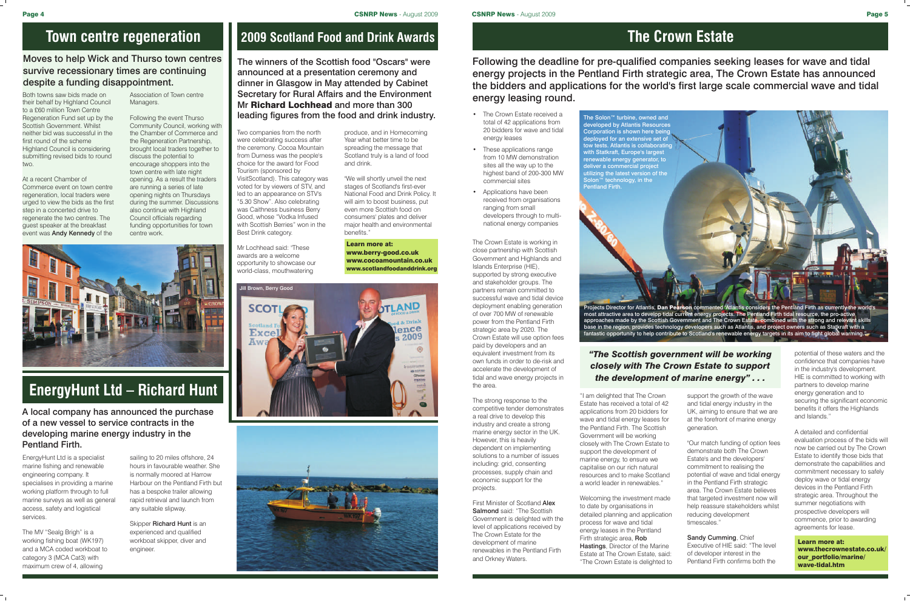# Town centre regeneration

## Moves to help Wick and Thurso town centres survive recessionary times are continuing despite a funding disappointment.

Both towns saw bids made on their behalf by Highland Council to a £60 million Town Centre Regeneration Fund set up by the Scottish Government. Whilst neither bid was successful in the first round of the scheme Highland Council is considering submitting revised bids to round two.

At a recent Chamber of Commerce event on town centre regeneration, local traders were urged to view the bids as the first step in a concerted drive to regenerate the two centres. The guest speaker at the breakfast event was **Andy Kennedy** of the Association of Town centre Managers.

Following the event Thurso Community Council, working with the Chamber of Commerce and the Regeneration Partnership, brought local traders together to discuss the potential to encourage shoppers into the town centre with late night opening. As a result the traders are running a series of late opening nights on Thursdays during the summer. Discussions also continue with Highland Council officials regarding funding opportunities for town centre work.

# EnergyHunt Ltd – Richard Hunt

## A local company has announced the purchase of a new vessel to service contracts in the developing marine energy industry in the Pentland Firth.

EnergyHunt Ltd is a specialist marine fishing and renewable engineering company. It specialises in providing a marine working platform through to full marine surveys as well as general access, safety and logistical services.

The MV "Sealg Brigh" is a working fishing boat (WK197) and a MCA coded workboat to category 3 (MCA Cat3) with maximum crew of 4, allowing sailing to 20 miles offshore, 24 hours in favourable weather. She is normally moored at Harrow Harbour on the Pentland Firth but has a bespoke trailer allowing rapid retrieval and launch from any suitable slipway.

Skipper **Richard Hunt** is an experienced and qualified workboat skipper, diver and engineer.

# 2009 Scotland Food and Drink Awards

## The winners of the Scottish food "Oscars" were announced at a presentation ceremony and dinner in Glasgow in May attended by Cabinet Secretary for Rural Affairs and the Environment Mr **Richard Lochhead** and more than 300 leading figures from the food and drink industry.

Two companies from the north were celebrating success after the ceremony. Cocoa Mountain from Durness was the people's choice for the award for Food Tourism (sponsored by VisitScotland). This category was voted for by viewers of STV, and led to an appearance on STV's "5.30 Show". Also celebrating was Caithness business Berry Good, whose "Vodka Infused with Scottish Berries" won in the Best Drink category.

Mr Lochhead said: "These awards are a welcome opportunity to showcase our world-class, mouthwatering produce, and in Homecoming Year what better time to be spreading the message that Scotland truly is a land of food and drink.

"We will shortly unveil the next stages of Scotland's first-ever National Food and Drink Policy. It will aim to boost business, put even more Scottish food on consumers' plates and deliver major health and environmental benefits."

**Learn more at:**
**www.berry-good.co.uk**
**www.cocoamountain.co.uk**
**www.scotlandfoodanddrink.org**

Jill Brown, Berry Good

# The Crown Estate

## Following the deadline for pre-qualified companies seeking leases for wave and tidal energy projects in the Pentland Firth strategic area, The Crown Estate has announced the bidders and applications for the world's first large scale commercial wave and tidal energy leasing round.

- The Crown Estate received a total of 42 applications from 20 bidders for wave and tidal energy leases
- These applications range from 10 MW demonstration sites all the way up to the highest band of 200-300 MW commercial sites
- Applications have been received from organisations ranging from small developers through to multi-national energy companies

The Solon™ turbine, owned and developed by Atlantis Resources Corporation is shown here being deployed for an extensive set of tow tests. Atlantis is collaborating with Statkraft, Europe's largest renewable energy generator, to deliver a commercial project utilizing the latest version of the Solon™ technology, in the Pentland Firth.

Projects Director for Atlantis, **Dan Pearson** commented "Atlantis considers the Pentland Firth as currently the world's most attractive area to develop tidal current energy projects. The Pentland Firth tidal resource, the pro-active approaches made by the Scottish Government and The Crown Estate, combined with the strong and relevant skills base in the region, provides technology developers such as Atlantis, and project owners such as Statkraft with a fantastic opportunity to help contribute to Scotland's renewable energy targets in its aim to fight global warming."

The Crown Estate is working in close partnership with Scottish Government and Highlands and Islands Enterprise (HIE), supported by strong executive and stakeholder groups. The partners remain committed to successful wave and tidal device deployment enabling generation of over 700 MW of renewable power from the Pentland Firth strategic area by 2020. The Crown Estate will use option fees paid by developers and an equivalent investment from its own funds in order to de-risk and accelerate the development of tidal and wave energy projects in the area.

The strong response to the competitive tender demonstrates a real drive to develop this industry and create a strong marine energy sector in the UK. However, this is heavily dependent on implementing solutions to a number of issues including: grid, consenting processes, supply chain and economic support for the projects.

First Minister of Scotland **Alex Salmond** said: "The Scottish Government is delighted with the level of applications received by The Crown Estate for the development of marine renewables in the Pentland Firth and Orkney Waters.

***"The Scottish government will be working closely with The Crown Estate to support the development of marine energy" . . .***

"I am delighted that The Crown Estate has received a total of 42 applications from 20 bidders for wave and tidal energy leases for the Pentland Firth. The Scottish Government will be working closely with The Crown Estate to support the development of marine energy, to ensure we capitalise on our rich natural resources and to make Scotland a world leader in renewables."

Welcoming the investment made to date by organisations in detailed planning and application process for wave and tidal energy leases in the Pentland Firth strategic area, **Rob Hastings**, Director of the Marine Estate at The Crown Estate, said: "The Crown Estate is delighted to support the growth of the wave and tidal energy industry in the UK, aiming to ensure that we are at the forefront of marine energy generation.

"Our match funding of option fees demonstrate both The Crown Estate's and the developers' commitment to realising the potential of wave and tidal energy in the Pentland Firth strategic area. The Crown Estate believes that targeted investment now will help reassure stakeholders whilst reducing development timescales."

**Sandy Cumming**, Chief Executive of HIE said: "The level of developer interest in the Pentland Firth confirms both the potential of these waters and the confidence that companies have in the industry's development. HIE is committed to working with partners to develop marine energy generation and to securing the significant economic benefits it offers the Highlands and Islands."

A detailed and confidential evaluation process of the bids will now be carried out by The Crown Estate to identify those bids that demonstrate the capabilities and commitment necessary to safely deploy wave or tidal energy devices in the Pentland Firth strategic area. Throughout the summer negotiations with prospective developers will commence, prior to awarding agreements for lease.

**Learn more at:**
**www.thecrownestate.co.uk/our_portfolio/marine/wave-tidal.htm**